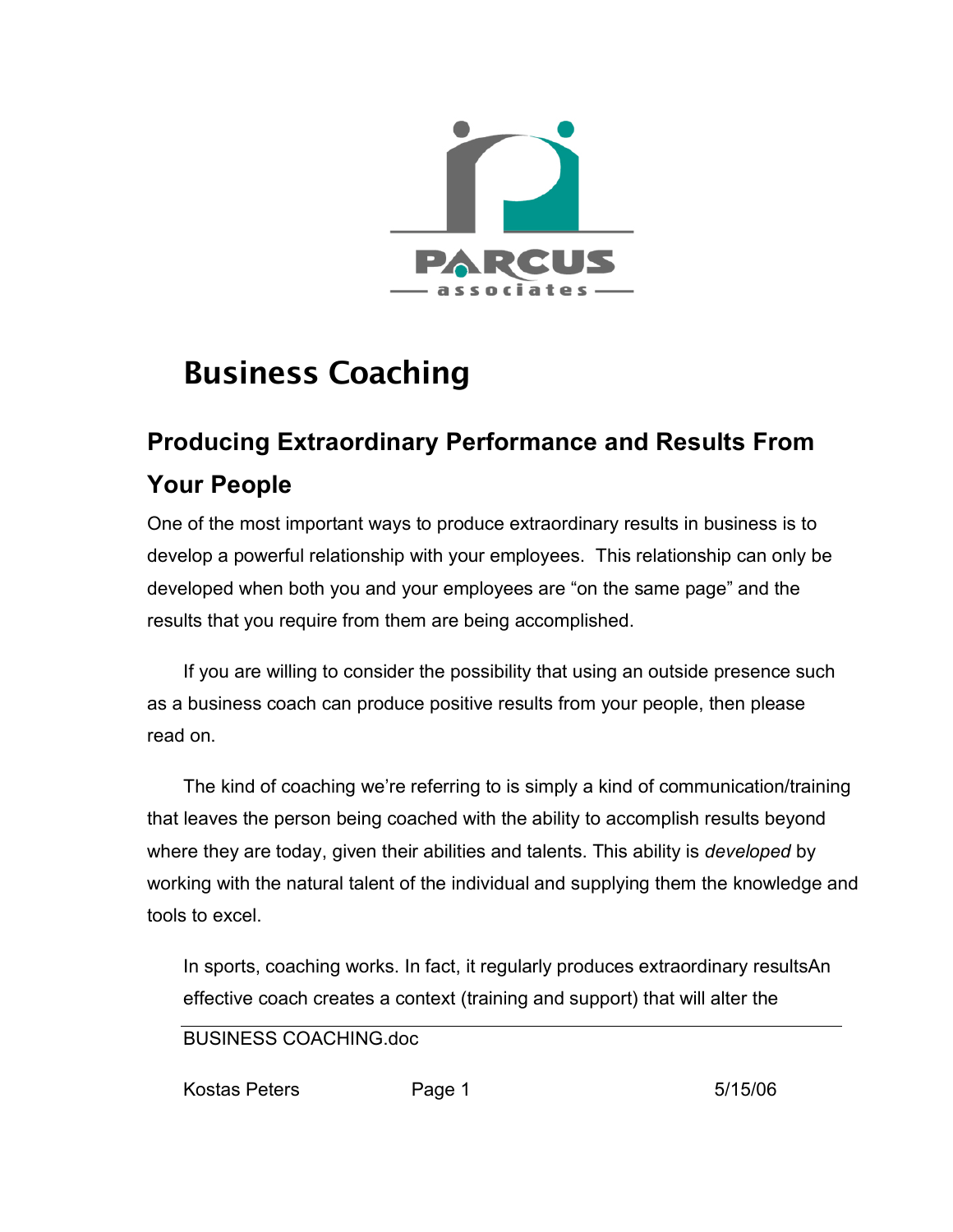# Business Coaching

## Producing Extraordinary Performance and Results From Your People

One of the most important ways to produce extraordinary results in business is to develop a powerful relationship with your employees. This relationship can only be developed when both you and your employees are "on the same page" and the results that you require from them are being accomplished.

If you are willing to consider the possibility that using an outside presence such as a business coach can produce positive results from your people, then please read on.

The kind of coaching we're referring to is simply a kind of communication/training that leaves the person being coached with the ability to accomplish results beyond where they are today, given their abilities and talents. This ability is *developed* by working with the natural talent of the individual and supplying them the knowledge and tools to excel.

In sports, coaching works. In fact, it regularly produces extraordinary resultsAn effective coach creates a context (training and support) that will alter the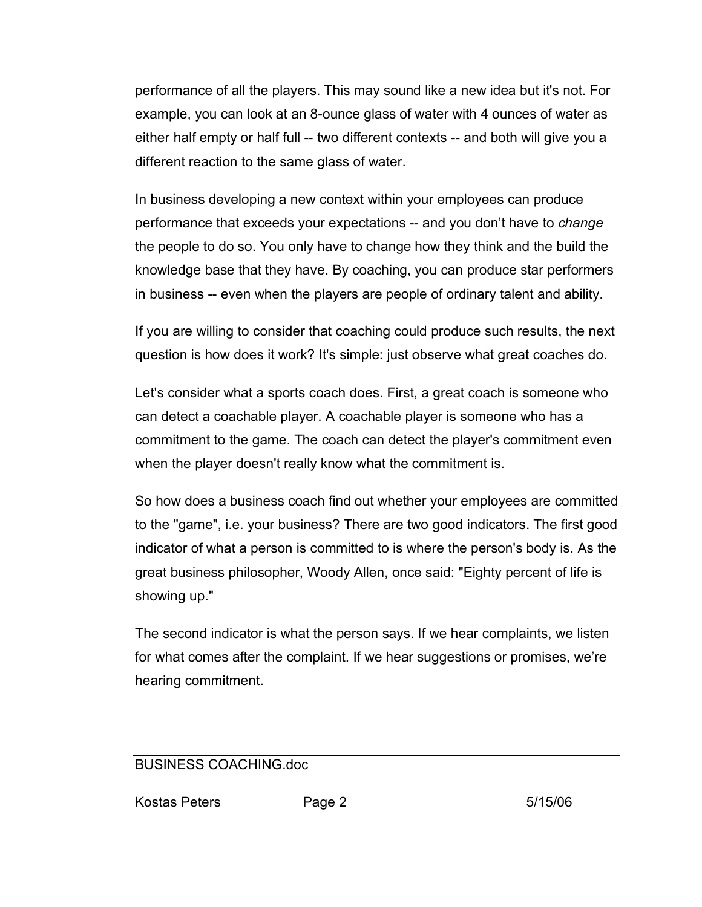performance of all the players. This may sound like a new idea but it's not. For example, you can look at an 8-ounce glass of water with 4 ounces of water as either half empty or half full -- two different contexts -- and both will give you a different reaction to the same glass of water.

In business developing a new context within your employees can produce performance that exceeds your expectations -- and you don't have to *change* the people to do so. You only have to change how they think and the build the knowledge base that they have. By coaching, you can produce star performers in business -- even when the players are people of ordinary talent and ability.

If you are willing to consider that coaching could produce such results, the next question is how does it work? It's simple: just observe what great coaches do.

Let's consider what a sports coach does. First, a great coach is someone who can detect a coachable player. A coachable player is someone who has a commitment to the game. The coach can detect the player's commitment even when the player doesn't really know what the commitment is.

So how does a business coach find out whether your employees are committed to the "game", i.e. your business? There are two good indicators. The first good indicator of what a person is committed to is where the person's body is. As the great business philosopher, Woody Allen, once said: "Eighty percent of life is showing up."

The second indicator is what the person says. If we hear complaints, we listen for what comes after the complaint. If we hear suggestions or promises, we're hearing commitment.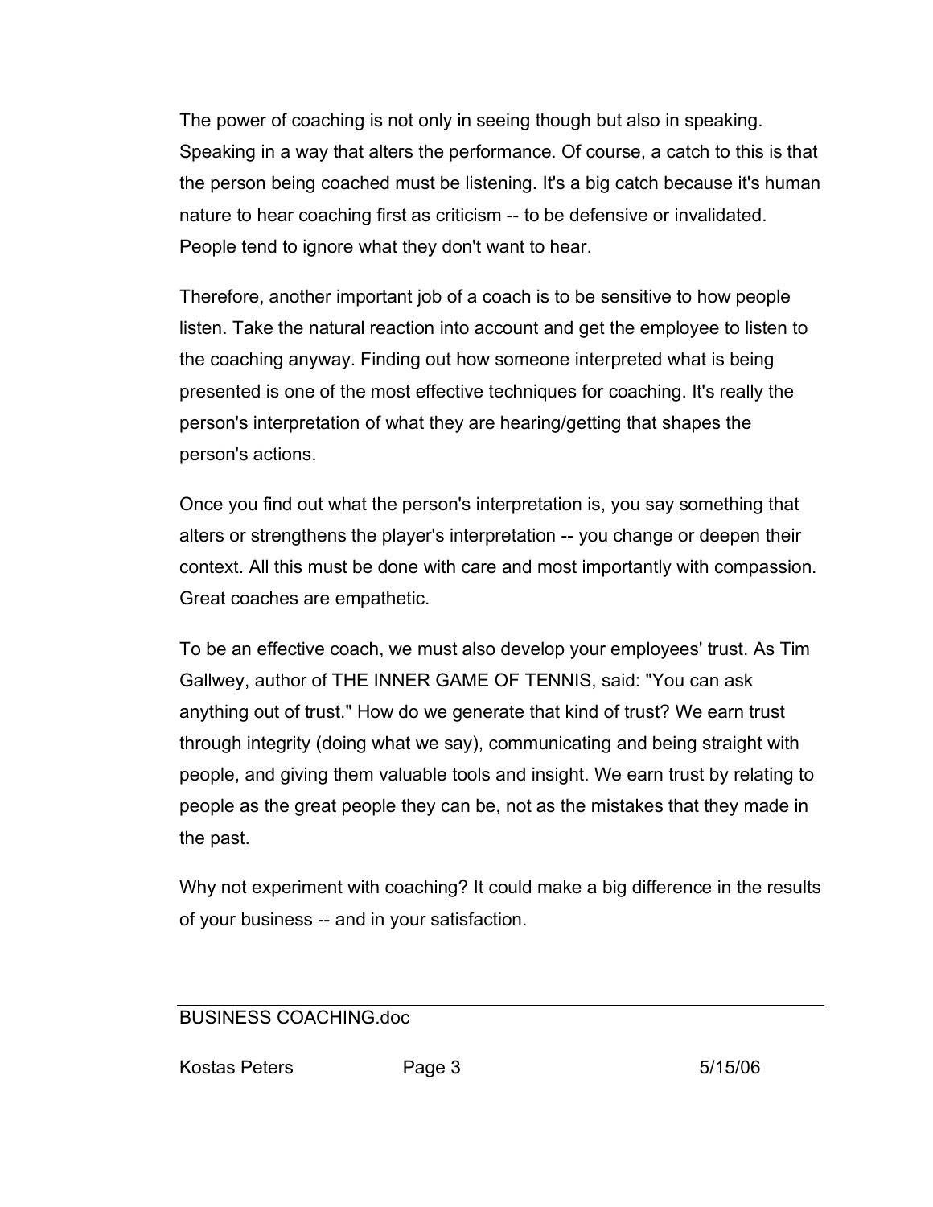The power of coaching is not only in seeing though but also in speaking. Speaking in a way that alters the performance. Of course, a catch to this is that the person being coached must be listening. It's a big catch because it's human nature to hear coaching first as criticism -- to be defensive or invalidated. People tend to ignore what they don't want to hear.

Therefore, another important job of a coach is to be sensitive to how people listen. Take the natural reaction into account and get the employee to listen to the coaching anyway. Finding out how someone interpreted what is being presented is one of the most effective techniques for coaching. It's really the person's interpretation of what they are hearing/getting that shapes the person's actions.

Once you find out what the person's interpretation is, you say something that alters or strengthens the player's interpretation -- you change or deepen their context. All this must be done with care and most importantly with compassion. Great coaches are empathetic.

To be an effective coach, we must also develop your employees' trust. As Tim Gallwey, author of THE INNER GAME OF TENNIS, said: "You can ask anything out of trust." How do we generate that kind of trust? We earn trust through integrity (doing what we say), communicating and being straight with people, and giving them valuable tools and insight. We earn trust by relating to people as the great people they can be, not as the mistakes that they made in the past.

Why not experiment with coaching? It could make a big difference in the results of your business -- and in your satisfaction.